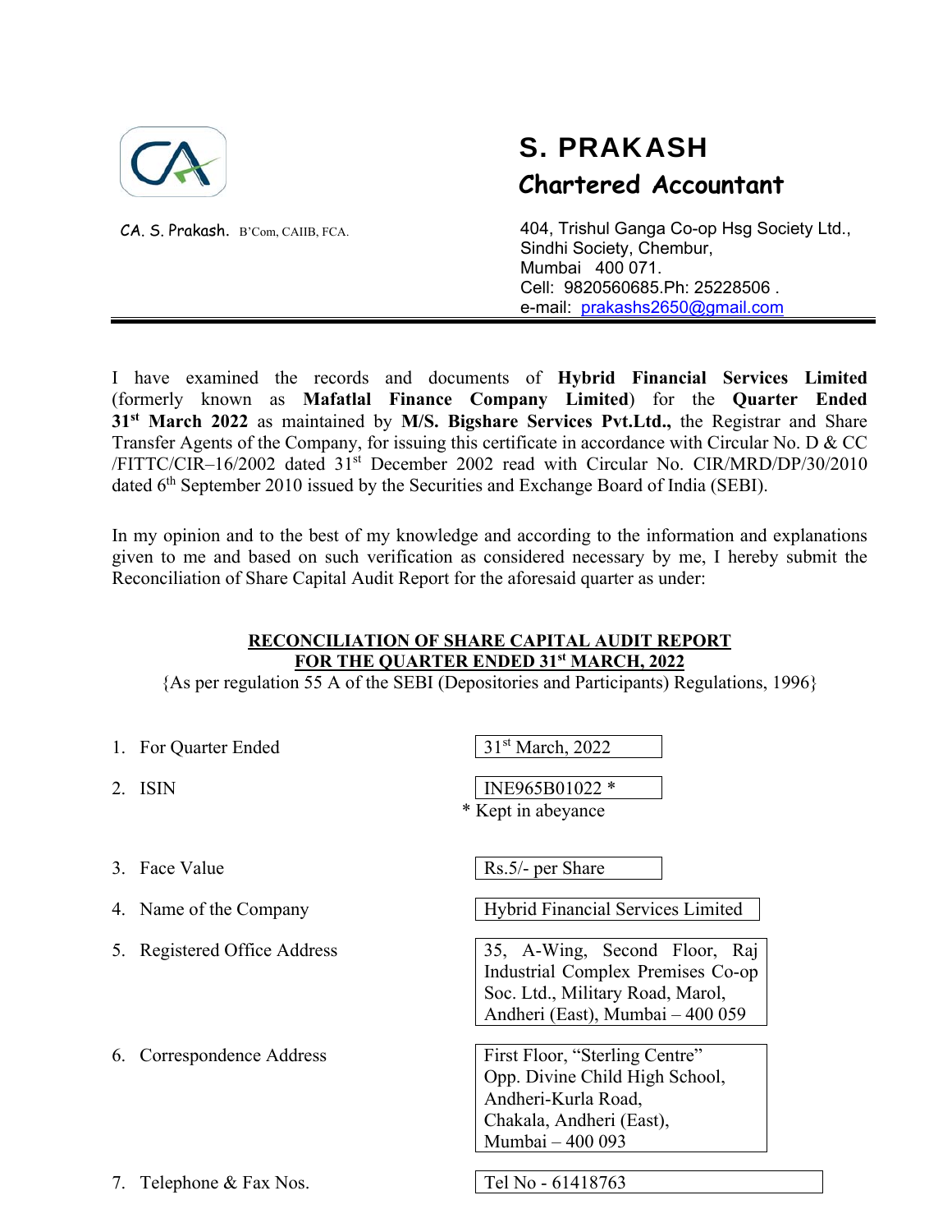CA. S. Prakash. B'Com, CAIIB, FCA.

# S. PRAKASH

## Chartered Accountant

404, Trishul Ganga Co-op Hsg Society Ltd.,
Sindhi Society, Chembur,
Mumbai 400 071.
Cell: 9820560685.Ph: 25228506 .
e-mail: prakashs2650@gmail.com

---

I have examined the records and documents of **Hybrid Financial Services Limited** (formerly known as **Mafatlal Finance Company Limited**) for the **Quarter Ended 31st March 2022** as maintained by **M/S. Bigshare Services Pvt.Ltd.,** the Registrar and Share Transfer Agents of the Company, for issuing this certificate in accordance with Circular No. D & CC /FITTC/CIR–16/2002 dated 31st December 2002 read with Circular No. CIR/MRD/DP/30/2010 dated 6th September 2010 issued by the Securities and Exchange Board of India (SEBI).

In my opinion and to the best of my knowledge and according to the information and explanations given to me and based on such verification as considered necessary by me, I hereby submit the Reconciliation of Share Capital Audit Report for the aforesaid quarter as under:

**RECONCILIATION OF SHARE CAPITAL AUDIT REPORT**
**FOR THE QUARTER ENDED 31st MARCH, 2022**
{As per regulation 55 A of the SEBI (Depositories and Participants) Regulations, 1996}

| | |
|---|---|
| 1. For Quarter Ended | 31st March, 2022 |
| 2. ISIN | INE965B01022 * <br> * Kept in abeyance |
| 3. Face Value | Rs.5/- per Share |
| 4. Name of the Company | Hybrid Financial Services Limited |
| 5. Registered Office Address | 35, A-Wing, Second Floor, Raj Industrial Complex Premises Co-op Soc. Ltd., Military Road, Marol, Andheri (East), Mumbai – 400 059 |
| 6. Correspondence Address | First Floor, "Sterling Centre" Opp. Divine Child High School, Andheri-Kurla Road, Chakala, Andheri (East), Mumbai – 400 093 |
| 7. Telephone & Fax Nos. | Tel No - 61418763 |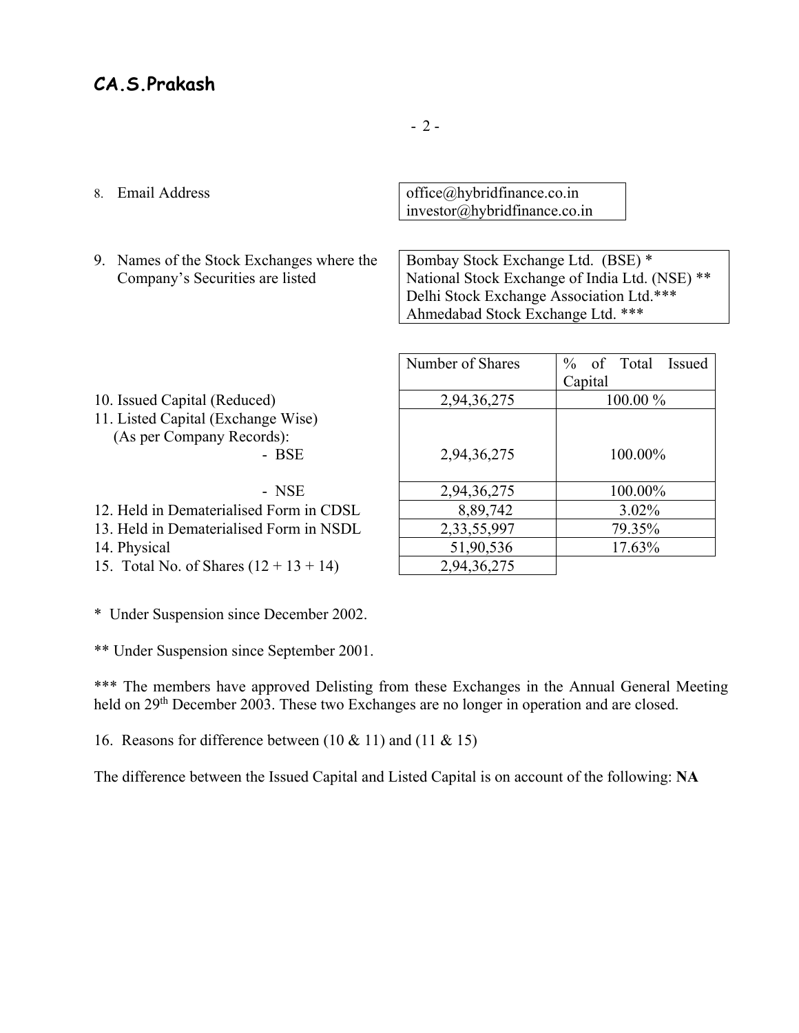**CA.S.Prakash**

8. Email Address — office@hybridfinance.co.in
investor@hybridfinance.co.in

9. Names of the Stock Exchanges where the Company's Securities are listed — Bombay Stock Exchange Ltd. (BSE) *
National Stock Exchange of India Ltd. (NSE) **
Delhi Stock Exchange Association Ltd.***
Ahmedabad Stock Exchange Ltd. ***

| | Number of Shares | % of Total Issued Capital |
|---|---|---|
| 10. Issued Capital (Reduced) | 2,94,36,275 | 100.00 % |
| 11. Listed Capital (Exchange Wise) (As per Company Records): - BSE | 2,94,36,275 | 100.00% |
| - NSE | 2,94,36,275 | 100.00% |
| 12. Held in Dematerialised Form in CDSL | 8,89,742 | 3.02% |
| 13. Held in Dematerialised Form in NSDL | 2,33,55,997 | 79.35% |
| 14. Physical | 51,90,536 | 17.63% |
| 15. Total No. of Shares (12 + 13 + 14) | 2,94,36,275 | |

* Under Suspension since December 2002.

** Under Suspension since September 2001.

*** The members have approved Delisting from these Exchanges in the Annual General Meeting held on 29th December 2003. These two Exchanges are no longer in operation and are closed.

16. Reasons for difference between (10 & 11) and (11 & 15)

The difference between the Issued Capital and Listed Capital is on account of the following: **NA**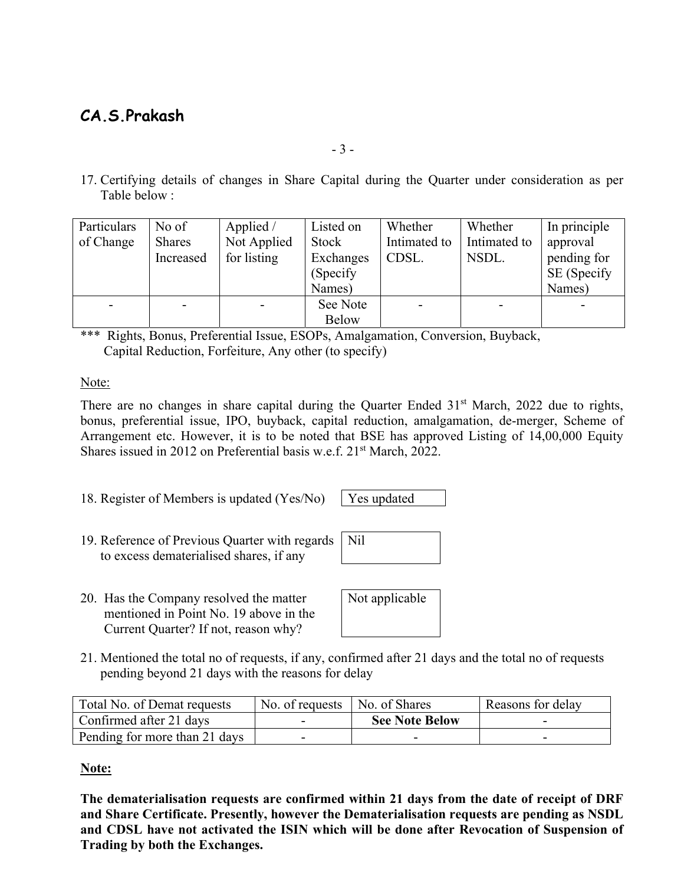17. Certifying details of changes in Share Capital during the Quarter under consideration as per Table below :

| Particulars of Change | No of Shares Increased | Applied / Not Applied for listing | Listed on Stock Exchanges (Specify Names) | Whether Intimated to CDSL. | Whether Intimated to NSDL. | In principle approval pending for SE (Specify Names) |
|---|---|---|---|---|---|---|
| - | - | - | See Note Below | - | - | - |

*** Rights, Bonus, Preferential Issue, ESOPs, Amalgamation, Conversion, Buyback, Capital Reduction, Forfeiture, Any other (to specify)

Note:

There are no changes in share capital during the Quarter Ended 31st March, 2022 due to rights, bonus, preferential issue, IPO, buyback, capital reduction, amalgamation, de-merger, Scheme of Arrangement etc. However, it is to be noted that BSE has approved Listing of 14,00,000 Equity Shares issued in 2012 on Preferential basis w.e.f. 21st March, 2022.

18. Register of Members is updated (Yes/No) — Yes updated

19. Reference of Previous Quarter with regards to excess dematerialised shares, if any — Nil

20. Has the Company resolved the matter mentioned in Point No. 19 above in the Current Quarter? If not, reason why? — Not applicable

21. Mentioned the total no of requests, if any, confirmed after 21 days and the total no of requests pending beyond 21 days with the reasons for delay

| Total No. of Demat requests | No. of requests | No. of Shares | Reasons for delay |
|---|---|---|---|
| Confirmed after 21 days | - | **See Note Below** | - |
| Pending for more than 21 days | - | - | - |

**Note:**

**The dematerialisation requests are confirmed within 21 days from the date of receipt of DRF and Share Certificate. Presently, however the Dematerialisation requests are pending as NSDL and CDSL have not activated the ISIN which will be done after Revocation of Suspension of Trading by both the Exchanges.**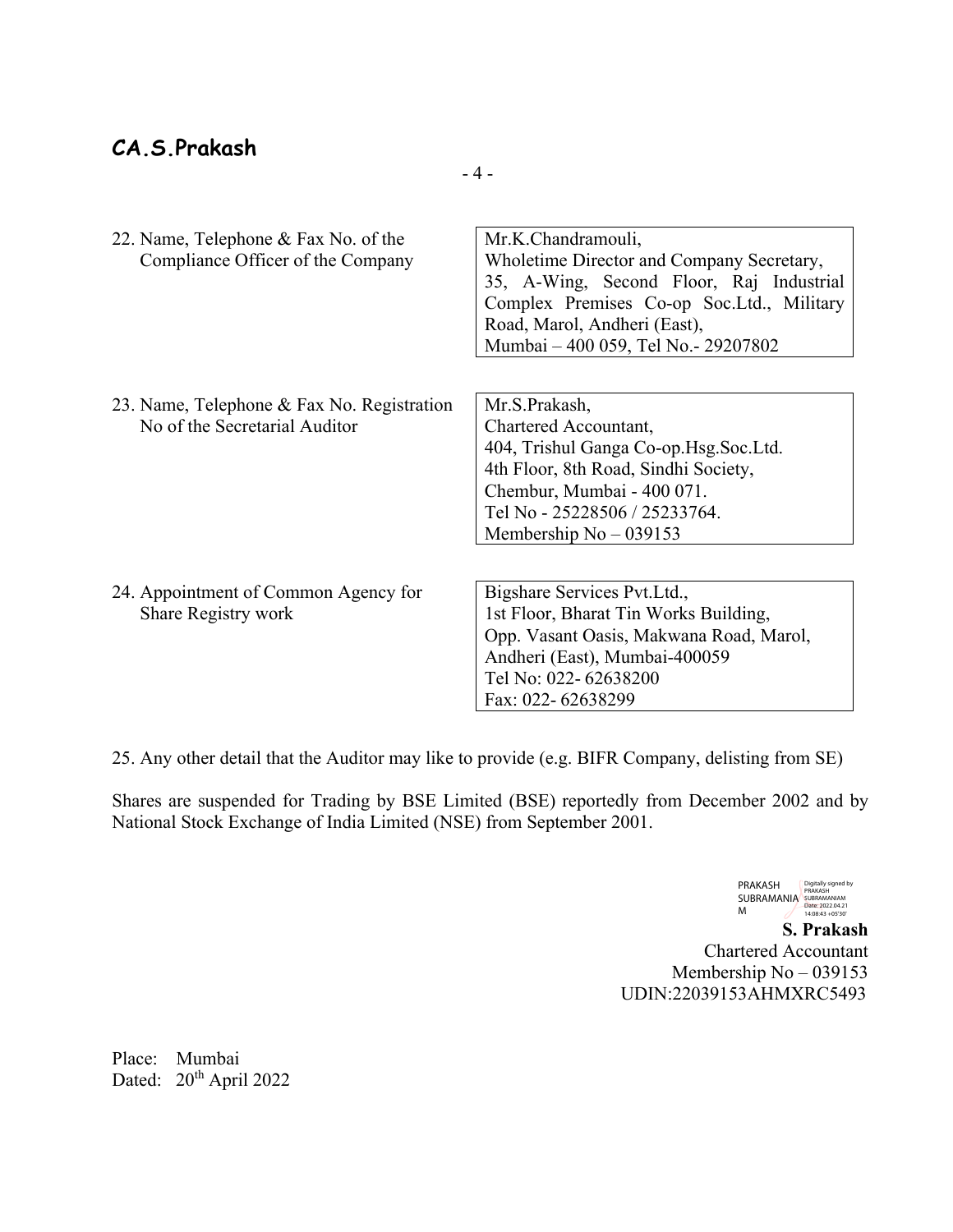**CA.S.Prakash**

| | |
|---|---|
| 22. Name, Telephone & Fax No. of the Compliance Officer of the Company | Mr.K.Chandramouli, Wholetime Director and Company Secretary, 35, A-Wing, Second Floor, Raj Industrial Complex Premises Co-op Soc.Ltd., Military Road, Marol, Andheri (East), Mumbai – 400 059, Tel No.- 29207802 |
| 23. Name, Telephone & Fax No. Registration No of the Secretarial Auditor | Mr.S.Prakash, Chartered Accountant, 404, Trishul Ganga Co-op.Hsg.Soc.Ltd. 4th Floor, 8th Road, Sindhi Society, Chembur, Mumbai - 400 071. Tel No - 25228506 / 25233764. Membership No – 039153 |
| 24. Appointment of Common Agency for Share Registry work | Bigshare Services Pvt.Ltd., 1st Floor, Bharat Tin Works Building, Opp. Vasant Oasis, Makwana Road, Marol, Andheri (East), Mumbai-400059 Tel No: 022- 62638200 Fax: 022- 62638299 |

25. Any other detail that the Auditor may like to provide (e.g. BIFR Company, delisting from SE)

Shares are suspended for Trading by BSE Limited (BSE) reportedly from December 2002 and by National Stock Exchange of India Limited (NSE) from September 2001.

PRAKASH SUBRAMANIAM — Digitally signed by PRAKASH SUBRAMANIAM Date: 2022.04.21 14:08:43 +05'30'

**S. Prakash**
Chartered Accountant
Membership No – 039153
UDIN:22039153AHMXRC5493

Place: Mumbai
Dated: 20th April 2022